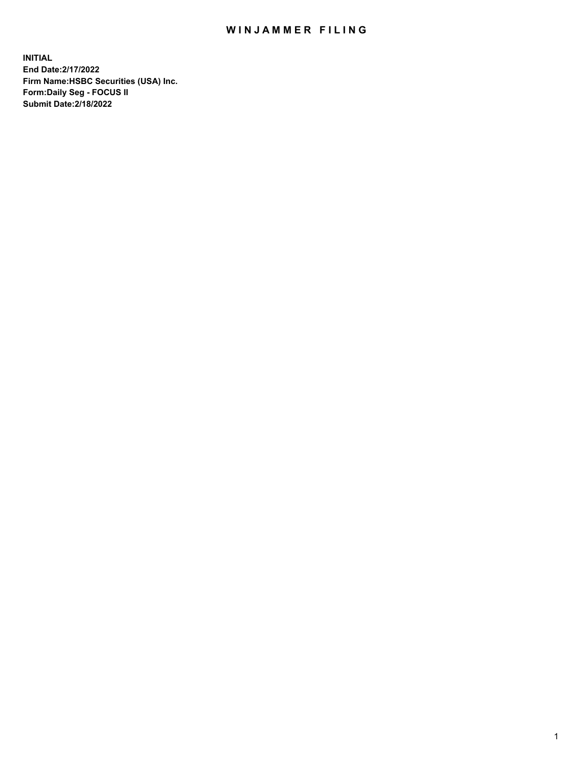# WINJAMMER FILING

**INITIAL**
**End Date:2/17/2022**
**Firm Name:HSBC Securities (USA) Inc.**
**Form:Daily Seg - FOCUS II**
**Submit Date:2/18/2022**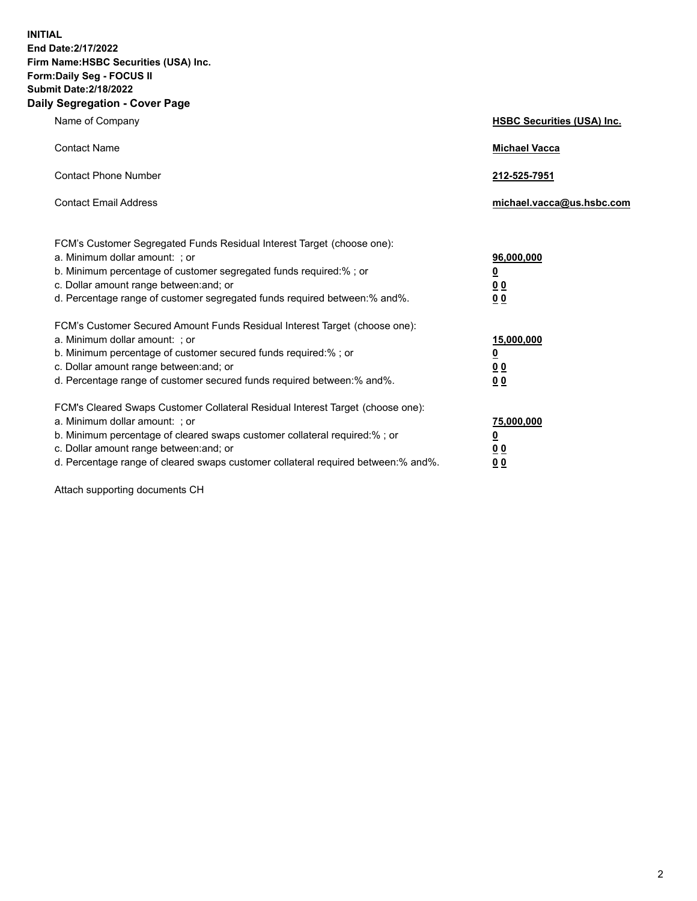**INITIAL**
**End Date:2/17/2022**
**Firm Name:HSBC Securities (USA) Inc.**
**Form:Daily Seg - FOCUS II**
**Submit Date:2/18/2022**

## Daily Segregation - Cover Page

| | |
|---|---|
| Name of Company | **HSBC Securities (USA) Inc.** |
| Contact Name | **Michael Vacca** |
| Contact Phone Number | **212-525-7951** |
| Contact Email Address | **michael.vacca@us.hsbc.com** |

| | |
|---|---|
| FCM's Customer Segregated Funds Residual Interest Target (choose one): | |
| a. Minimum dollar amount: ; or | **96,000,000** |
| b. Minimum percentage of customer segregated funds required:% ; or | **0** |
| c. Dollar amount range between:and; or | **0 0** |
| d. Percentage range of customer segregated funds required between:% and%. | **0 0** |
| FCM's Customer Secured Amount Funds Residual Interest Target (choose one): | |
| a. Minimum dollar amount: ; or | **15,000,000** |
| b. Minimum percentage of customer secured funds required:% ; or | **0** |
| c. Dollar amount range between:and; or | **0 0** |
| d. Percentage range of customer secured funds required between:% and%. | **0 0** |
| FCM's Cleared Swaps Customer Collateral Residual Interest Target (choose one): | |
| a. Minimum dollar amount: ; or | **75,000,000** |
| b. Minimum percentage of cleared swaps customer collateral required:% ; or | **0** |
| c. Dollar amount range between:and; or | **0 0** |
| d. Percentage range of cleared swaps customer collateral required between:% and%. | **0 0** |

Attach supporting documents CH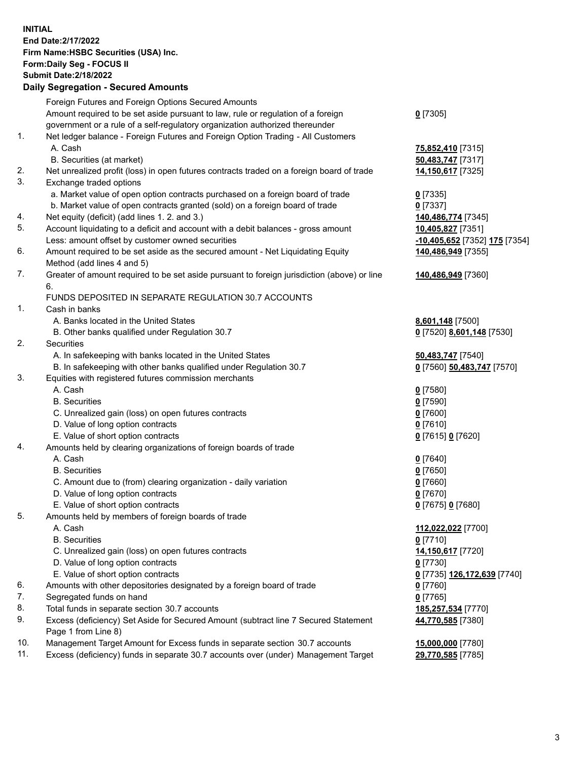**INITIAL**
**End Date:2/17/2022**
**Firm Name:HSBC Securities (USA) Inc.**
**Form:Daily Seg - FOCUS II**
**Submit Date:2/18/2022**

## Daily Segregation - Secured Amounts

| | | |
|---|---|---|
| | Foreign Futures and Foreign Options Secured Amounts | |
| | Amount required to be set aside pursuant to law, rule or regulation of a foreign government or a rule of a self-regulatory organization authorized thereunder | **0** [7305] |
| 1. | Net ledger balance - Foreign Futures and Foreign Option Trading - All Customers | |
| | A. Cash | **75,852,410** [7315] |
| | B. Securities (at market) | **50,483,747** [7317] |
| 2. | Net unrealized profit (loss) in open futures contracts traded on a foreign board of trade | **14,150,617** [7325] |
| 3. | Exchange traded options | |
| | a. Market value of open option contracts purchased on a foreign board of trade | **0** [7335] |
| | b. Market value of open contracts granted (sold) on a foreign board of trade | **0** [7337] |
| 4. | Net equity (deficit) (add lines 1. 2. and 3.) | **140,486,774** [7345] |
| 5. | Account liquidating to a deficit and account with a debit balances - gross amount | **10,405,827** [7351] |
| | Less: amount offset by customer owned securities | **-10,405,652** [7352] **175** [7354] |
| 6. | Amount required to be set aside as the secured amount - Net Liquidating Equity Method (add lines 4 and 5) | **140,486,949** [7355] |
| 7. | Greater of amount required to be set aside pursuant to foreign jurisdiction (above) or line 6. | **140,486,949** [7360] |
| | FUNDS DEPOSITED IN SEPARATE REGULATION 30.7 ACCOUNTS | |
| 1. | Cash in banks | |
| | A. Banks located in the United States | **8,601,148** [7500] |
| | B. Other banks qualified under Regulation 30.7 | **0** [7520] **8,601,148** [7530] |
| 2. | Securities | |
| | A. In safekeeping with banks located in the United States | **50,483,747** [7540] |
| | B. In safekeeping with other banks qualified under Regulation 30.7 | **0** [7560] **50,483,747** [7570] |
| 3. | Equities with registered futures commission merchants | |
| | A. Cash | **0** [7580] |
| | B. Securities | **0** [7590] |
| | C. Unrealized gain (loss) on open futures contracts | **0** [7600] |
| | D. Value of long option contracts | **0** [7610] |
| | E. Value of short option contracts | **0** [7615] **0** [7620] |
| 4. | Amounts held by clearing organizations of foreign boards of trade | |
| | A. Cash | **0** [7640] |
| | B. Securities | **0** [7650] |
| | C. Amount due to (from) clearing organization - daily variation | **0** [7660] |
| | D. Value of long option contracts | **0** [7670] |
| | E. Value of short option contracts | **0** [7675] **0** [7680] |
| 5. | Amounts held by members of foreign boards of trade | |
| | A. Cash | **112,022,022** [7700] |
| | B. Securities | **0** [7710] |
| | C. Unrealized gain (loss) on open futures contracts | **14,150,617** [7720] |
| | D. Value of long option contracts | **0** [7730] |
| | E. Value of short option contracts | **0** [7735] **126,172,639** [7740] |
| 6. | Amounts with other depositories designated by a foreign board of trade | **0** [7760] |
| 7. | Segregated funds on hand | **0** [7765] |
| 8. | Total funds in separate section 30.7 accounts | **185,257,534** [7770] |
| 9. | Excess (deficiency) Set Aside for Secured Amount (subtract line 7 Secured Statement Page 1 from Line 8) | **44,770,585** [7380] |
| 10. | Management Target Amount for Excess funds in separate section 30.7 accounts | **15,000,000** [7780] |
| 11. | Excess (deficiency) funds in separate 30.7 accounts over (under) Management Target | **29,770,585** [7785] |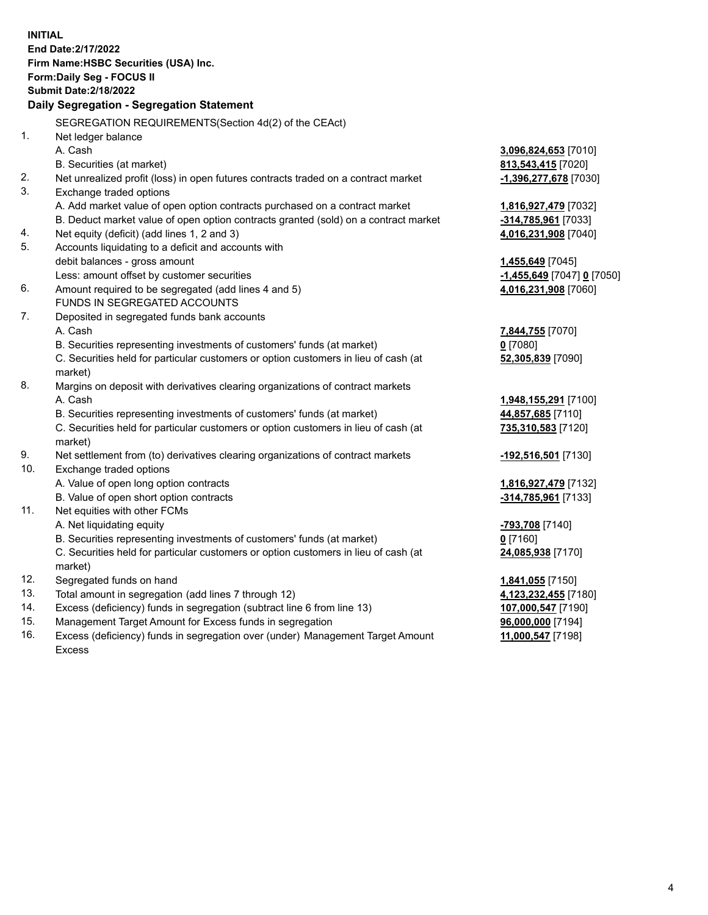**INITIAL**
**End Date:2/17/2022**
**Firm Name:HSBC Securities (USA) Inc.**
**Form:Daily Seg - FOCUS II**
**Submit Date:2/18/2022**

## Daily Segregation - Segregation Statement

SEGREGATION REQUIREMENTS(Section 4d(2) of the CEAct)

| | | |
|---|---|---|
| 1. | Net ledger balance | |
| | A. Cash | **3,096,824,653** [7010] |
| | B. Securities (at market) | **813,543,415** [7020] |
| 2. | Net unrealized profit (loss) in open futures contracts traded on a contract market | **-1,396,277,678** [7030] |
| 3. | Exchange traded options | |
| | A. Add market value of open option contracts purchased on a contract market | **1,816,927,479** [7032] |
| | B. Deduct market value of open option contracts granted (sold) on a contract market | **-314,785,961** [7033] |
| 4. | Net equity (deficit) (add lines 1, 2 and 3) | **4,016,231,908** [7040] |
| 5. | Accounts liquidating to a deficit and accounts with debit balances - gross amount | **1,455,649** [7045] |
| | Less: amount offset by customer securities | **-1,455,649** [7047] **0** [7050] |
| 6. | Amount required to be segregated (add lines 4 and 5) | **4,016,231,908** [7060] |
| | FUNDS IN SEGREGATED ACCOUNTS | |
| 7. | Deposited in segregated funds bank accounts | |
| | A. Cash | **7,844,755** [7070] |
| | B. Securities representing investments of customers' funds (at market) | **0** [7080] |
| | C. Securities held for particular customers or option customers in lieu of cash (at market) | **52,305,839** [7090] |
| 8. | Margins on deposit with derivatives clearing organizations of contract markets | |
| | A. Cash | **1,948,155,291** [7100] |
| | B. Securities representing investments of customers' funds (at market) | **44,857,685** [7110] |
| | C. Securities held for particular customers or option customers in lieu of cash (at market) | **735,310,583** [7120] |
| 9. | Net settlement from (to) derivatives clearing organizations of contract markets | **-192,516,501** [7130] |
| 10. | Exchange traded options | |
| | A. Value of open long option contracts | **1,816,927,479** [7132] |
| | B. Value of open short option contracts | **-314,785,961** [7133] |
| 11. | Net equities with other FCMs | |
| | A. Net liquidating equity | **-793,708** [7140] |
| | B. Securities representing investments of customers' funds (at market) | **0** [7160] |
| | C. Securities held for particular customers or option customers in lieu of cash (at market) | **24,085,938** [7170] |
| 12. | Segregated funds on hand | **1,841,055** [7150] |
| 13. | Total amount in segregation (add lines 7 through 12) | **4,123,232,455** [7180] |
| 14. | Excess (deficiency) funds in segregation (subtract line 6 from line 13) | **107,000,547** [7190] |
| 15. | Management Target Amount for Excess funds in segregation | **96,000,000** [7194] |
| 16. | Excess (deficiency) funds in segregation over (under) Management Target Amount Excess | **11,000,547** [7198] |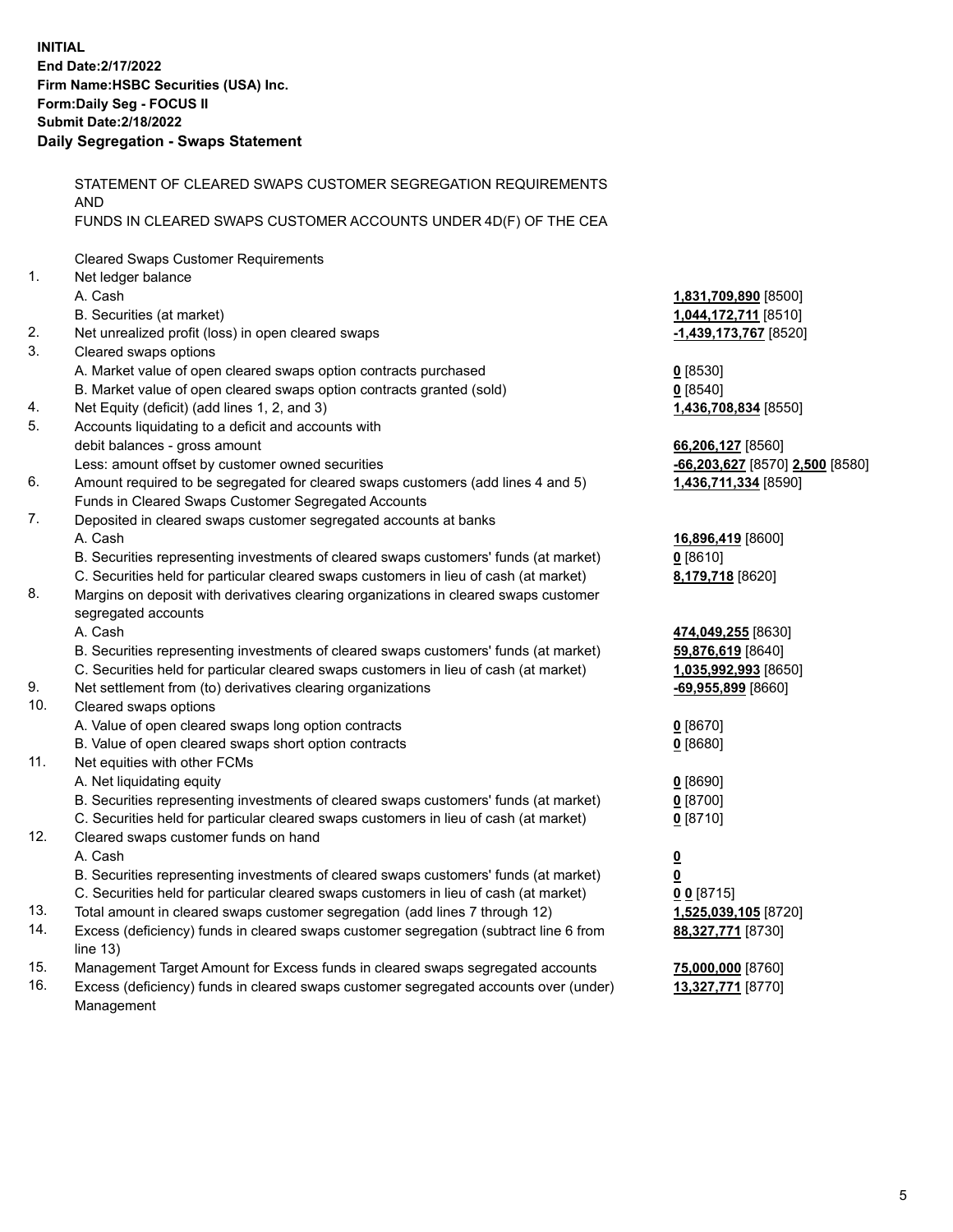**INITIAL**
**End Date:2/17/2022**
**Firm Name:HSBC Securities (USA) Inc.**
**Form:Daily Seg - FOCUS II**
**Submit Date:2/18/2022**
**Daily Segregation - Swaps Statement**

STATEMENT OF CLEARED SWAPS CUSTOMER SEGREGATION REQUIREMENTS AND
FUNDS IN CLEARED SWAPS CUSTOMER ACCOUNTS UNDER 4D(F) OF THE CEA

| | | |
|---|---|---|
| | Cleared Swaps Customer Requirements | |
| 1. | Net ledger balance | |
| | A. Cash | **1,831,709,890** [8500] |
| | B. Securities (at market) | **1,044,172,711** [8510] |
| 2. | Net unrealized profit (loss) in open cleared swaps | **-1,439,173,767** [8520] |
| 3. | Cleared swaps options | |
| | A. Market value of open cleared swaps option contracts purchased | **0** [8530] |
| | B. Market value of open cleared swaps option contracts granted (sold) | **0** [8540] |
| 4. | Net Equity (deficit) (add lines 1, 2, and 3) | **1,436,708,834** [8550] |
| 5. | Accounts liquidating to a deficit and accounts with debit balances - gross amount | **66,206,127** [8560] |
| | Less: amount offset by customer owned securities | **-66,203,627** [8570] **2,500** [8580] |
| 6. | Amount required to be segregated for cleared swaps customers (add lines 4 and 5) | **1,436,711,334** [8590] |
| | Funds in Cleared Swaps Customer Segregated Accounts | |
| 7. | Deposited in cleared swaps customer segregated accounts at banks | |
| | A. Cash | **16,896,419** [8600] |
| | B. Securities representing investments of cleared swaps customers' funds (at market) | **0** [8610] |
| | C. Securities held for particular cleared swaps customers in lieu of cash (at market) | **8,179,718** [8620] |
| 8. | Margins on deposit with derivatives clearing organizations in cleared swaps customer segregated accounts | |
| | A. Cash | **474,049,255** [8630] |
| | B. Securities representing investments of cleared swaps customers' funds (at market) | **59,876,619** [8640] |
| | C. Securities held for particular cleared swaps customers in lieu of cash (at market) | **1,035,992,993** [8650] |
| 9. | Net settlement from (to) derivatives clearing organizations | **-69,955,899** [8660] |
| 10. | Cleared swaps options | |
| | A. Value of open cleared swaps long option contracts | **0** [8670] |
| | B. Value of open cleared swaps short option contracts | **0** [8680] |
| 11. | Net equities with other FCMs | |
| | A. Net liquidating equity | **0** [8690] |
| | B. Securities representing investments of cleared swaps customers' funds (at market) | **0** [8700] |
| | C. Securities held for particular cleared swaps customers in lieu of cash (at market) | **0** [8710] |
| 12. | Cleared swaps customer funds on hand | |
| | A. Cash | **0** |
| | B. Securities representing investments of cleared swaps customers' funds (at market) | **0** |
| | C. Securities held for particular cleared swaps customers in lieu of cash (at market) | **0** **0** [8715] |
| 13. | Total amount in cleared swaps customer segregation (add lines 7 through 12) | **1,525,039,105** [8720] |
| 14. | Excess (deficiency) funds in cleared swaps customer segregation (subtract line 6 from line 13) | **88,327,771** [8730] |
| 15. | Management Target Amount for Excess funds in cleared swaps segregated accounts | **75,000,000** [8760] |
| 16. | Excess (deficiency) funds in cleared swaps customer segregated accounts over (under) Management | **13,327,771** [8770] |